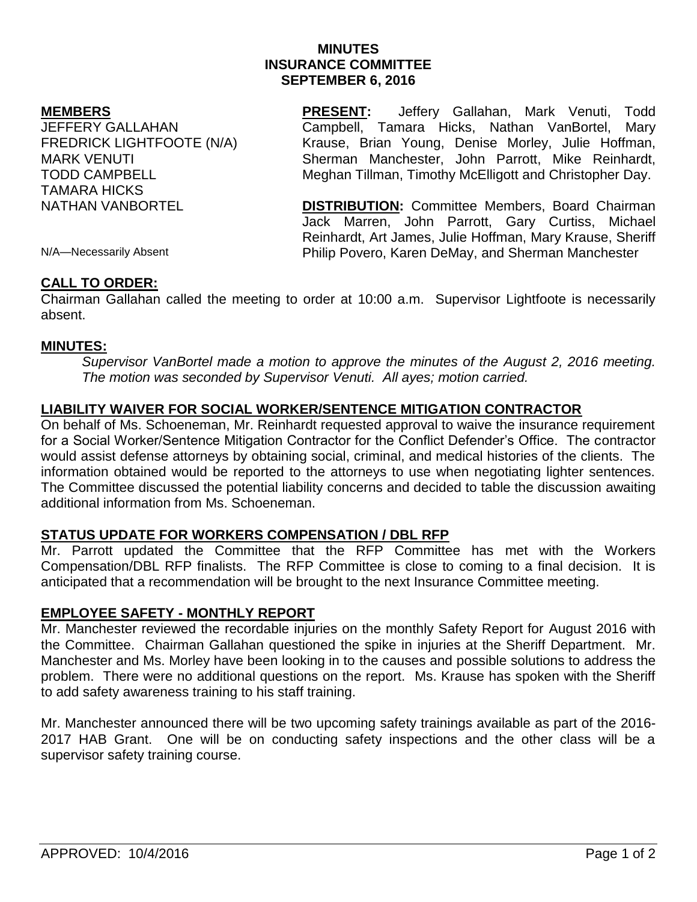# MINUTES
# INSURANCE COMMITTEE
# SEPTEMBER 6, 2016

**MEMBERS**

JEFFERY GALLAHAN
FREDRICK LIGHTFOOTE (N/A)
MARK VENUTI
TODD CAMPBELL
TAMARA HICKS
NATHAN VANBORTEL

N/A—Necessarily Absent

**PRESENT:** Jeffery Gallahan, Mark Venuti, Todd Campbell, Tamara Hicks, Nathan VanBortel, Mary Krause, Brian Young, Denise Morley, Julie Hoffman, Sherman Manchester, John Parrott, Mike Reinhardt, Meghan Tillman, Timothy McElligott and Christopher Day.

**DISTRIBUTION:** Committee Members, Board Chairman Jack Marren, John Parrott, Gary Curtiss, Michael Reinhardt, Art James, Julie Hoffman, Mary Krause, Sheriff Philip Povero, Karen DeMay, and Sherman Manchester

## CALL TO ORDER:

Chairman Gallahan called the meeting to order at 10:00 a.m. Supervisor Lightfoote is necessarily absent.

## MINUTES:

*Supervisor VanBortel made a motion to approve the minutes of the August 2, 2016 meeting. The motion was seconded by Supervisor Venuti. All ayes; motion carried.*

## LIABILITY WAIVER FOR SOCIAL WORKER/SENTENCE MITIGATION CONTRACTOR

On behalf of Ms. Schoeneman, Mr. Reinhardt requested approval to waive the insurance requirement for a Social Worker/Sentence Mitigation Contractor for the Conflict Defender's Office. The contractor would assist defense attorneys by obtaining social, criminal, and medical histories of the clients. The information obtained would be reported to the attorneys to use when negotiating lighter sentences. The Committee discussed the potential liability concerns and decided to table the discussion awaiting additional information from Ms. Schoeneman.

## STATUS UPDATE FOR WORKERS COMPENSATION / DBL RFP

Mr. Parrott updated the Committee that the RFP Committee has met with the Workers Compensation/DBL RFP finalists. The RFP Committee is close to coming to a final decision. It is anticipated that a recommendation will be brought to the next Insurance Committee meeting.

## EMPLOYEE SAFETY - MONTHLY REPORT

Mr. Manchester reviewed the recordable injuries on the monthly Safety Report for August 2016 with the Committee. Chairman Gallahan questioned the spike in injuries at the Sheriff Department. Mr. Manchester and Ms. Morley have been looking in to the causes and possible solutions to address the problem. There were no additional questions on the report. Ms. Krause has spoken with the Sheriff to add safety awareness training to his staff training.

Mr. Manchester announced there will be two upcoming safety trainings available as part of the 2016-2017 HAB Grant. One will be on conducting safety inspections and the other class will be a supervisor safety training course.

APPROVED: 10/4/2016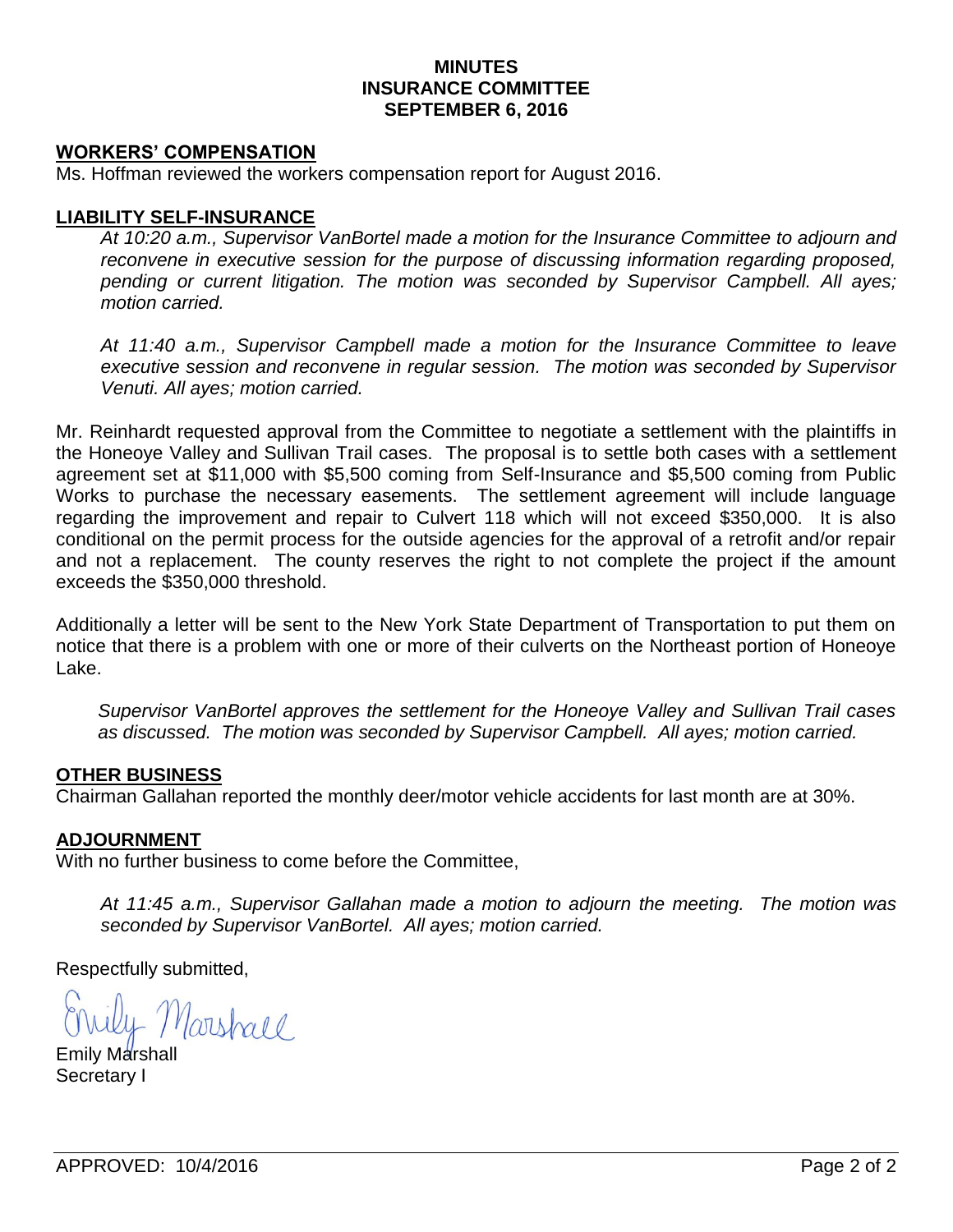**MINUTES**
**INSURANCE COMMITTEE**
**SEPTEMBER 6, 2016**

## WORKERS' COMPENSATION

Ms. Hoffman reviewed the workers compensation report for August 2016.

## LIABILITY SELF-INSURANCE

*At 10:20 a.m., Supervisor VanBortel made a motion for the Insurance Committee to adjourn and reconvene in executive session for the purpose of discussing information regarding proposed, pending or current litigation. The motion was seconded by Supervisor Campbell. All ayes; motion carried.*

*At 11:40 a.m., Supervisor Campbell made a motion for the Insurance Committee to leave executive session and reconvene in regular session. The motion was seconded by Supervisor Venuti. All ayes; motion carried.*

Mr. Reinhardt requested approval from the Committee to negotiate a settlement with the plaintiffs in the Honeoye Valley and Sullivan Trail cases. The proposal is to settle both cases with a settlement agreement set at $11,000 with $5,500 coming from Self-Insurance and $5,500 coming from Public Works to purchase the necessary easements. The settlement agreement will include language regarding the improvement and repair to Culvert 118 which will not exceed $350,000. It is also conditional on the permit process for the outside agencies for the approval of a retrofit and/or repair and not a replacement. The county reserves the right to not complete the project if the amount exceeds the $350,000 threshold.

Additionally a letter will be sent to the New York State Department of Transportation to put them on notice that there is a problem with one or more of their culverts on the Northeast portion of Honeoye Lake.

*Supervisor VanBortel approves the settlement for the Honeoye Valley and Sullivan Trail cases as discussed. The motion was seconded by Supervisor Campbell. All ayes; motion carried.*

## OTHER BUSINESS

Chairman Gallahan reported the monthly deer/motor vehicle accidents for last month are at 30%.

## ADJOURNMENT

With no further business to come before the Committee,

*At 11:45 a.m., Supervisor Gallahan made a motion to adjourn the meeting. The motion was seconded by Supervisor VanBortel. All ayes; motion carried.*

Respectfully submitted,

Emily Marshall
Emily Marshall
Secretary I

APPROVED: 10/4/2016